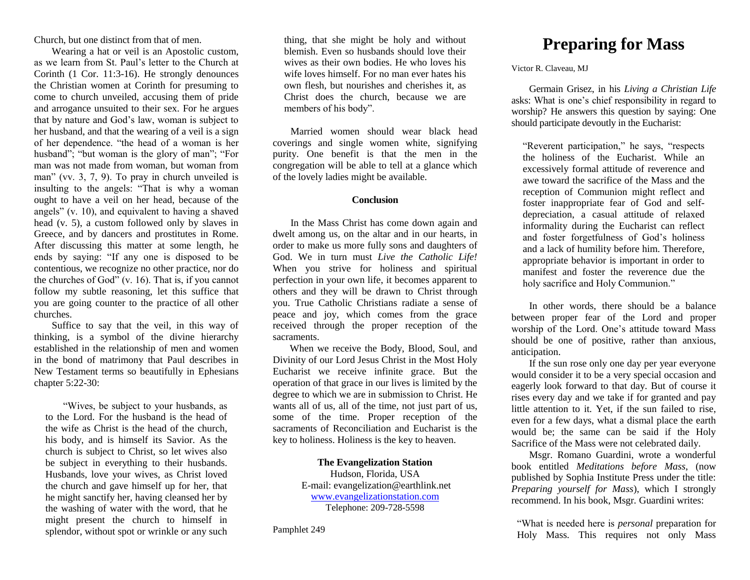Church, but one distinct from that of men.

Wearing a hat or veil is an Apostolic custom, as we learn from St. Paul's letter to the Church at Corinth (1 Cor. 11:3-16). He strongly denounces the Christian women at Corinth for presuming to come to church unveiled, accusing them of pride and arrogance unsuited to their sex. For he argues that by nature and God's law, woman is subject to her husband, and that the wearing of a veil is a sign of her dependence. "the head of a woman is her husband"; "but woman is the glory of man"; "For man was not made from woman, but woman from man" (vv. 3, 7, 9). To pray in church unveiled is insulting to the angels: "That is why a woman ought to have a veil on her head, because of the angels" (v. 10), and equivalent to having a shaved head (v. 5), a custom followed only by slaves in Greece, and by dancers and prostitutes in Rome. After discussing this matter at some length, he ends by saying: "If any one is disposed to be contentious, we recognize no other practice, nor do the churches of God" (v. 16). That is, if you cannot follow my subtle reasoning, let this suffice that you are going counter to the practice of all other churches.

Suffice to say that the veil, in this way of thinking, is a symbol of the divine hierarchy established in the relationship of men and women in the bond of matrimony that Paul describes in New Testament terms so beautifully in Ephesians chapter 5:22-30:

> "Wives, be subject to your husbands, as to the Lord. For the husband is the head of the wife as Christ is the head of the church, his body, and is himself its Savior. As the church is subject to Christ, so let wives also be subject in everything to their husbands. Husbands, love your wives, as Christ loved the church and gave himself up for her, that he might sanctify her, having cleansed her by the washing of water with the word, that he might present the church to himself in splendor, without spot or wrinkle or any such thing, that she might be holy and without blemish. Even so husbands should love their wives as their own bodies. He who loves his wife loves himself. For no man ever hates his own flesh, but nourishes and cherishes it, as Christ does the church, because we are members of his body".

Married women should wear black head coverings and single women white, signifying purity. One benefit is that the men in the congregation will be able to tell at a glance which of the lovely ladies might be available.

**Conclusion**

In the Mass Christ has come down again and dwelt among us, on the altar and in our hearts, in order to make us more fully sons and daughters of God. We in turn must *Live the Catholic Life!* When you strive for holiness and spiritual perfection in your own life, it becomes apparent to others and they will be drawn to Christ through you. True Catholic Christians radiate a sense of peace and joy, which comes from the grace received through the proper reception of the sacraments.

When we receive the Body, Blood, Soul, and Divinity of our Lord Jesus Christ in the Most Holy Eucharist we receive infinite grace. But the operation of that grace in our lives is limited by the degree to which we are in submission to Christ. He wants all of us, all of the time, not just part of us, some of the time. Proper reception of the sacraments of Reconciliation and Eucharist is the key to holiness. Holiness is the key to heaven.

**The Evangelization Station**
Hudson, Florida, USA
E-mail: evangelization@earthlink.net
www.evangelizationstation.com
Telephone: 209-728-5598

Pamphlet 249

# Preparing for Mass

Victor R. Claveau, MJ

Germain Grisez, in his *Living a Christian Life* asks: What is one's chief responsibility in regard to worship? He answers this question by saying: One should participate devoutly in the Eucharist:

> "Reverent participation," he says, "respects the holiness of the Eucharist. While an excessively formal attitude of reverence and awe toward the sacrifice of the Mass and the reception of Communion might reflect and foster inappropriate fear of God and self-depreciation, a casual attitude of relaxed informality during the Eucharist can reflect and foster forgetfulness of God's holiness and a lack of humility before him. Therefore, appropriate behavior is important in order to manifest and foster the reverence due the holy sacrifice and Holy Communion."

In other words, there should be a balance between proper fear of the Lord and proper worship of the Lord. One's attitude toward Mass should be one of positive, rather than anxious, anticipation.

If the sun rose only one day per year everyone would consider it to be a very special occasion and eagerly look forward to that day. But of course it rises every day and we take if for granted and pay little attention to it. Yet, if the sun failed to rise, even for a few days, what a dismal place the earth would be; the same can be said if the Holy Sacrifice of the Mass were not celebrated daily.

Msgr. Romano Guardini, wrote a wonderful book entitled *Meditations before Mass*, (now published by Sophia Institute Press under the title: *Preparing yourself for Mass*), which I strongly recommend. In his book, Msgr. Guardini writes:

> "What is needed here is *personal* preparation for Holy Mass. This requires not only Mass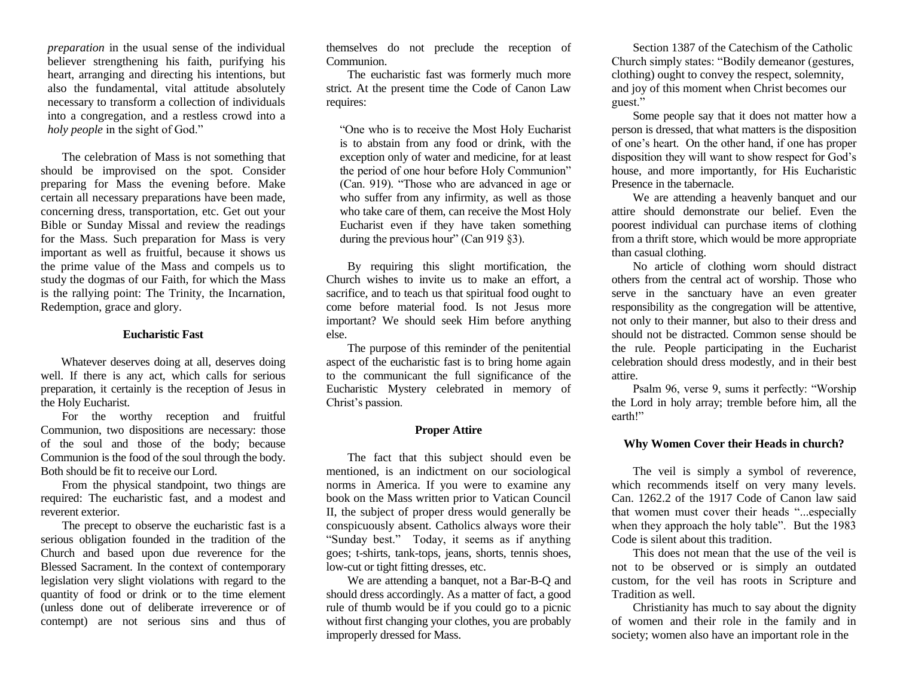*preparation* in the usual sense of the individual believer strengthening his faith, purifying his heart, arranging and directing his intentions, but also the fundamental, vital attitude absolutely necessary to transform a collection of individuals into a congregation, and a restless crowd into a *holy people* in the sight of God."

The celebration of Mass is not something that should be improvised on the spot. Consider preparing for Mass the evening before. Make certain all necessary preparations have been made, concerning dress, transportation, etc. Get out your Bible or Sunday Missal and review the readings for the Mass. Such preparation for Mass is very important as well as fruitful, because it shows us the prime value of the Mass and compels us to study the dogmas of our Faith, for which the Mass is the rallying point: The Trinity, the Incarnation, Redemption, grace and glory.

### Eucharistic Fast

Whatever deserves doing at all, deserves doing well. If there is any act, which calls for serious preparation, it certainly is the reception of Jesus in the Holy Eucharist.

For the worthy reception and fruitful Communion, two dispositions are necessary: those of the soul and those of the body; because Communion is the food of the soul through the body. Both should be fit to receive our Lord.

From the physical standpoint, two things are required: The eucharistic fast, and a modest and reverent exterior.

The precept to observe the eucharistic fast is a serious obligation founded in the tradition of the Church and based upon due reverence for the Blessed Sacrament. In the context of contemporary legislation very slight violations with regard to the quantity of food or drink or to the time element (unless done out of deliberate irreverence or of contempt) are not serious sins and thus of themselves do not preclude the reception of Communion.

The eucharistic fast was formerly much more strict. At the present time the Code of Canon Law requires:

> "One who is to receive the Most Holy Eucharist is to abstain from any food or drink, with the exception only of water and medicine, for at least the period of one hour before Holy Communion" (Can. 919). "Those who are advanced in age or who suffer from any infirmity, as well as those who take care of them, can receive the Most Holy Eucharist even if they have taken something during the previous hour" (Can 919 §3).

By requiring this slight mortification, the Church wishes to invite us to make an effort, a sacrifice, and to teach us that spiritual food ought to come before material food. Is not Jesus more important? We should seek Him before anything else.

The purpose of this reminder of the penitential aspect of the eucharistic fast is to bring home again to the communicant the full significance of the Eucharistic Mystery celebrated in memory of Christ's passion.

### Proper Attire

The fact that this subject should even be mentioned, is an indictment on our sociological norms in America. If you were to examine any book on the Mass written prior to Vatican Council II, the subject of proper dress would generally be conspicuously absent. Catholics always wore their "Sunday best." Today, it seems as if anything goes; t-shirts, tank-tops, jeans, shorts, tennis shoes, low-cut or tight fitting dresses, etc.

We are attending a banquet, not a Bar-B-Q and should dress accordingly. As a matter of fact, a good rule of thumb would be if you could go to a picnic without first changing your clothes, you are probably improperly dressed for Mass.

Section 1387 of the Catechism of the Catholic Church simply states: "Bodily demeanor (gestures, clothing) ought to convey the respect, solemnity, and joy of this moment when Christ becomes our guest."

Some people say that it does not matter how a person is dressed, that what matters is the disposition of one's heart. On the other hand, if one has proper disposition they will want to show respect for God's house, and more importantly, for His Eucharistic Presence in the tabernacle.

We are attending a heavenly banquet and our attire should demonstrate our belief. Even the poorest individual can purchase items of clothing from a thrift store, which would be more appropriate than casual clothing.

No article of clothing worn should distract others from the central act of worship. Those who serve in the sanctuary have an even greater responsibility as the congregation will be attentive, not only to their manner, but also to their dress and should not be distracted. Common sense should be the rule. People participating in the Eucharist celebration should dress modestly, and in their best attire.

Psalm 96, verse 9, sums it perfectly: "Worship the Lord in holy array; tremble before him, all the earth!"

### Why Women Cover their Heads in church?

The veil is simply a symbol of reverence, which recommends itself on very many levels. Can. 1262.2 of the 1917 Code of Canon law said that women must cover their heads "...especially when they approach the holy table". But the 1983 Code is silent about this tradition.

This does not mean that the use of the veil is not to be observed or is simply an outdated custom, for the veil has roots in Scripture and Tradition as well.

Christianity has much to say about the dignity of women and their role in the family and in society; women also have an important role in the